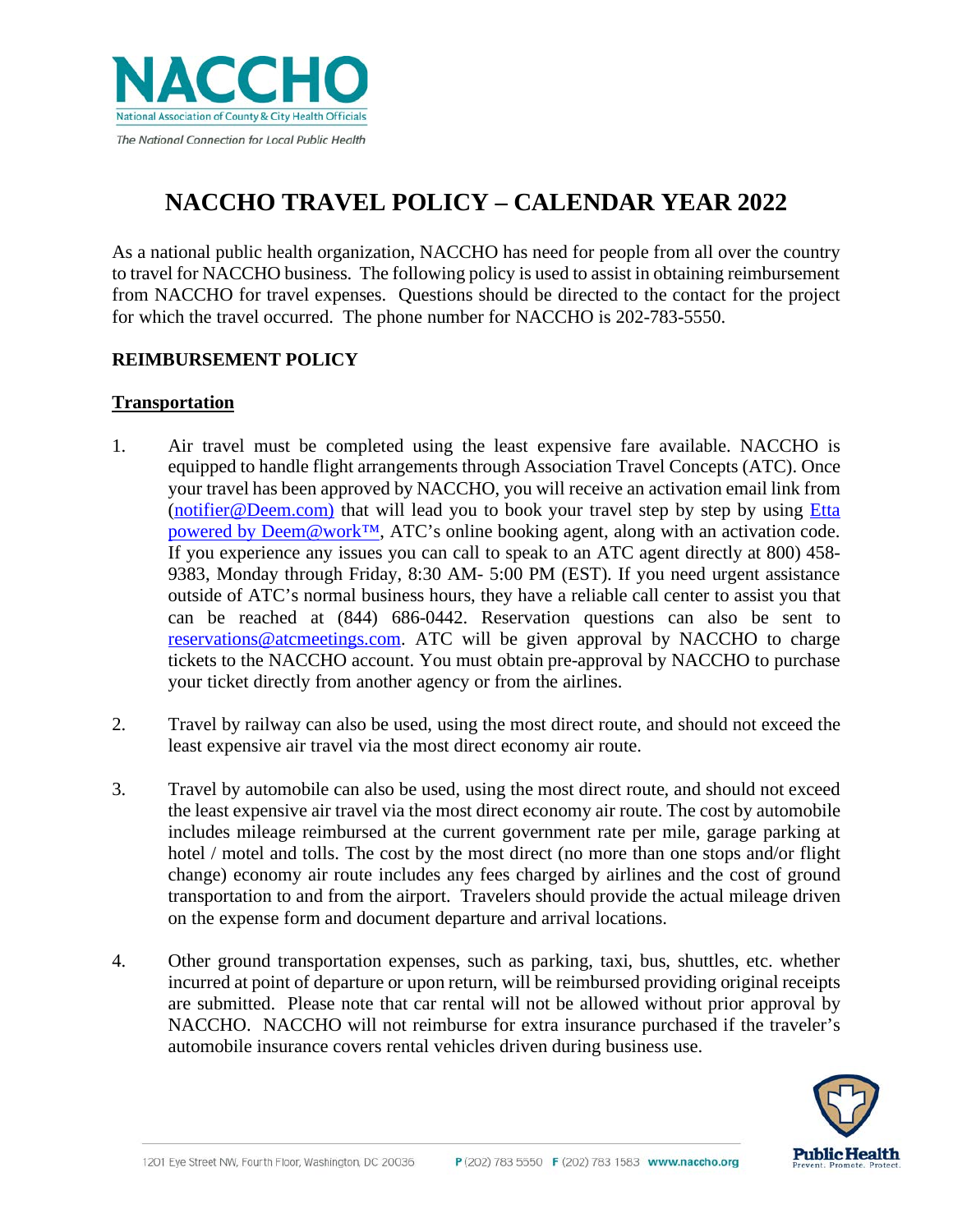NACCHO

National Association of County & City Health Officials

*The National Connection for Local Public Health*

# NACCHO TRAVEL POLICY – CALENDAR YEAR 2022

As a national public health organization, NACCHO has need for people from all over the country to travel for NACCHO business. The following policy is used to assist in obtaining reimbursement from NACCHO for travel expenses. Questions should be directed to the contact for the project for which the travel occurred. The phone number for NACCHO is 202-783-5550.

## REIMBURSEMENT POLICY

### Transportation

1. Air travel must be completed using the least expensive fare available. NACCHO is equipped to handle flight arrangements through Association Travel Concepts (ATC). Once your travel has been approved by NACCHO, you will receive an activation email link from (notifier@Deem.com) that will lead you to book your travel step by step by using Etta powered by Deem@work™, ATC's online booking agent, along with an activation code. If you experience any issues you can call to speak to an ATC agent directly at 800) 458-9383, Monday through Friday, 8:30 AM- 5:00 PM (EST). If you need urgent assistance outside of ATC's normal business hours, they have a reliable call center to assist you that can be reached at (844) 686-0442. Reservation questions can also be sent to reservations@atcmeetings.com. ATC will be given approval by NACCHO to charge tickets to the NACCHO account. You must obtain pre-approval by NACCHO to purchase your ticket directly from another agency or from the airlines.

2. Travel by railway can also be used, using the most direct route, and should not exceed the least expensive air travel via the most direct economy air route.

3. Travel by automobile can also be used, using the most direct route, and should not exceed the least expensive air travel via the most direct economy air route. The cost by automobile includes mileage reimbursed at the current government rate per mile, garage parking at hotel / motel and tolls. The cost by the most direct (no more than one stops and/or flight change) economy air route includes any fees charged by airlines and the cost of ground transportation to and from the airport. Travelers should provide the actual mileage driven on the expense form and document departure and arrival locations.

4. Other ground transportation expenses, such as parking, taxi, bus, shuttles, etc. whether incurred at point of departure or upon return, will be reimbursed providing original receipts are submitted. Please note that car rental will not be allowed without prior approval by NACCHO. NACCHO will not reimburse for extra insurance purchased if the traveler's automobile insurance covers rental vehicles driven during business use.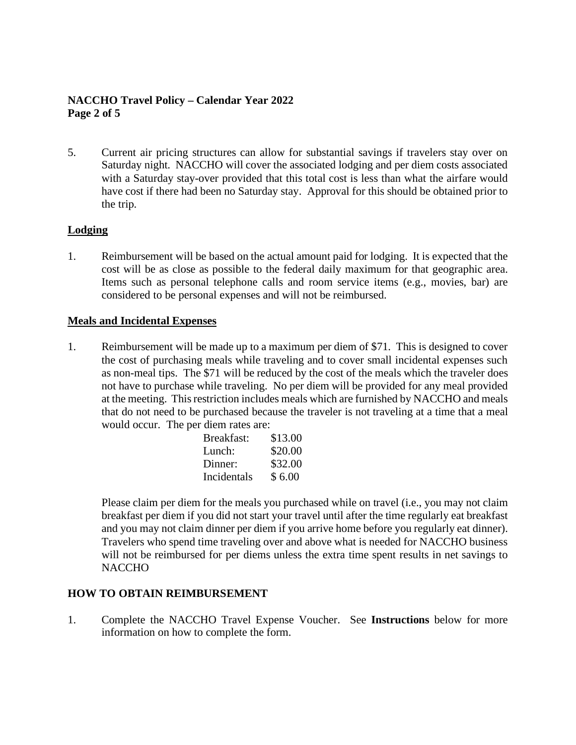5. Current air pricing structures can allow for substantial savings if travelers stay over on Saturday night. NACCHO will cover the associated lodging and per diem costs associated with a Saturday stay-over provided that this total cost is less than what the airfare would have cost if there had been no Saturday stay. Approval for this should be obtained prior to the trip.

## Lodging

1. Reimbursement will be based on the actual amount paid for lodging. It is expected that the cost will be as close as possible to the federal daily maximum for that geographic area. Items such as personal telephone calls and room service items (e.g., movies, bar) are considered to be personal expenses and will not be reimbursed.

## Meals and Incidental Expenses

1. Reimbursement will be made up to a maximum per diem of $71. This is designed to cover the cost of purchasing meals while traveling and to cover small incidental expenses such as non-meal tips. The $71 will be reduced by the cost of the meals which the traveler does not have to purchase while traveling. No per diem will be provided for any meal provided at the meeting. This restriction includes meals which are furnished by NACCHO and meals that do not need to be purchased because the traveler is not traveling at a time that a meal would occur. The per diem rates are:

| | |
|---|---|
| Breakfast: | $13.00 |
| Lunch: | $20.00 |
| Dinner: | $32.00 |
| Incidentals | $ 6.00 |

Please claim per diem for the meals you purchased while on travel (i.e., you may not claim breakfast per diem if you did not start your travel until after the time regularly eat breakfast and you may not claim dinner per diem if you arrive home before you regularly eat dinner). Travelers who spend time traveling over and above what is needed for NACCHO business will not be reimbursed for per diems unless the extra time spent results in net savings to NACCHO

## HOW TO OBTAIN REIMBURSEMENT

1. Complete the NACCHO Travel Expense Voucher. See **Instructions** below for more information on how to complete the form.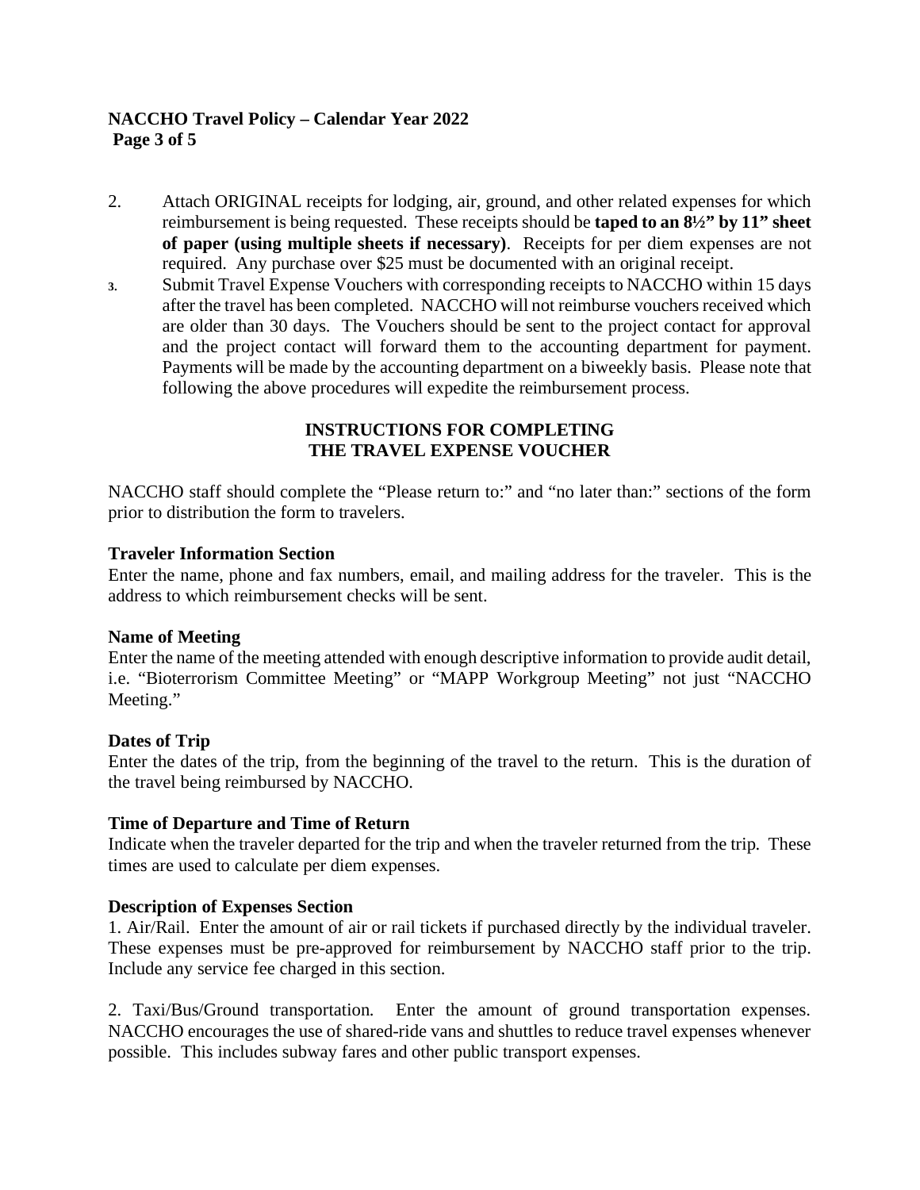2. Attach ORIGINAL receipts for lodging, air, ground, and other related expenses for which reimbursement is being requested. These receipts should be **taped to an 8½" by 11" sheet of paper (using multiple sheets if necessary)**. Receipts for per diem expenses are not required. Any purchase over $25 must be documented with an original receipt.
3. Submit Travel Expense Vouchers with corresponding receipts to NACCHO within 15 days after the travel has been completed. NACCHO will not reimburse vouchers received which are older than 30 days. The Vouchers should be sent to the project contact for approval and the project contact will forward them to the accounting department for payment. Payments will be made by the accounting department on a biweekly basis. Please note that following the above procedures will expedite the reimbursement process.

## INSTRUCTIONS FOR COMPLETING THE TRAVEL EXPENSE VOUCHER

NACCHO staff should complete the "Please return to:" and "no later than:" sections of the form prior to distribution the form to travelers.

**Traveler Information Section**

Enter the name, phone and fax numbers, email, and mailing address for the traveler. This is the address to which reimbursement checks will be sent.

**Name of Meeting**

Enter the name of the meeting attended with enough descriptive information to provide audit detail, i.e. "Bioterrorism Committee Meeting" or "MAPP Workgroup Meeting" not just "NACCHO Meeting."

**Dates of Trip**

Enter the dates of the trip, from the beginning of the travel to the return. This is the duration of the travel being reimbursed by NACCHO.

**Time of Departure and Time of Return**

Indicate when the traveler departed for the trip and when the traveler returned from the trip. These times are used to calculate per diem expenses.

**Description of Expenses Section**

1. Air/Rail. Enter the amount of air or rail tickets if purchased directly by the individual traveler. These expenses must be pre-approved for reimbursement by NACCHO staff prior to the trip. Include any service fee charged in this section.

2. Taxi/Bus/Ground transportation. Enter the amount of ground transportation expenses. NACCHO encourages the use of shared-ride vans and shuttles to reduce travel expenses whenever possible. This includes subway fares and other public transport expenses.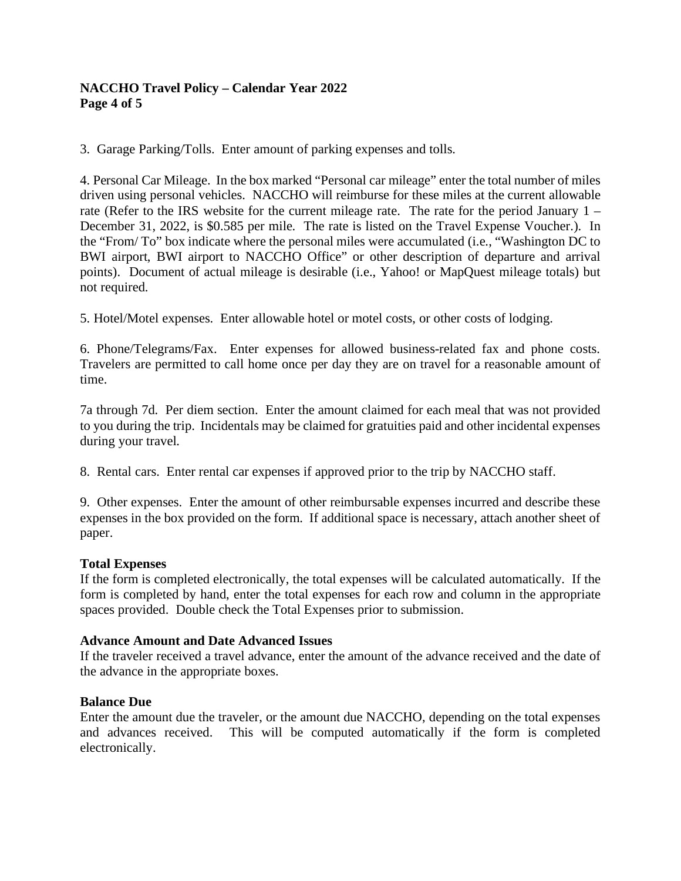3. Garage Parking/Tolls. Enter amount of parking expenses and tolls.

4. Personal Car Mileage. In the box marked "Personal car mileage" enter the total number of miles driven using personal vehicles. NACCHO will reimburse for these miles at the current allowable rate (Refer to the IRS website for the current mileage rate. The rate for the period January 1 – December 31, 2022, is $0.585 per mile. The rate is listed on the Travel Expense Voucher.). In the "From/ To" box indicate where the personal miles were accumulated (i.e., "Washington DC to BWI airport, BWI airport to NACCHO Office" or other description of departure and arrival points). Document of actual mileage is desirable (i.e., Yahoo! or MapQuest mileage totals) but not required.

5. Hotel/Motel expenses. Enter allowable hotel or motel costs, or other costs of lodging.

6. Phone/Telegrams/Fax. Enter expenses for allowed business-related fax and phone costs. Travelers are permitted to call home once per day they are on travel for a reasonable amount of time.

7a through 7d. Per diem section. Enter the amount claimed for each meal that was not provided to you during the trip. Incidentals may be claimed for gratuities paid and other incidental expenses during your travel.

8. Rental cars. Enter rental car expenses if approved prior to the trip by NACCHO staff.

9. Other expenses. Enter the amount of other reimbursable expenses incurred and describe these expenses in the box provided on the form. If additional space is necessary, attach another sheet of paper.

**Total Expenses**

If the form is completed electronically, the total expenses will be calculated automatically. If the form is completed by hand, enter the total expenses for each row and column in the appropriate spaces provided. Double check the Total Expenses prior to submission.

**Advance Amount and Date Advanced Issues**

If the traveler received a travel advance, enter the amount of the advance received and the date of the advance in the appropriate boxes.

**Balance Due**

Enter the amount due the traveler, or the amount due NACCHO, depending on the total expenses and advances received. This will be computed automatically if the form is completed electronically.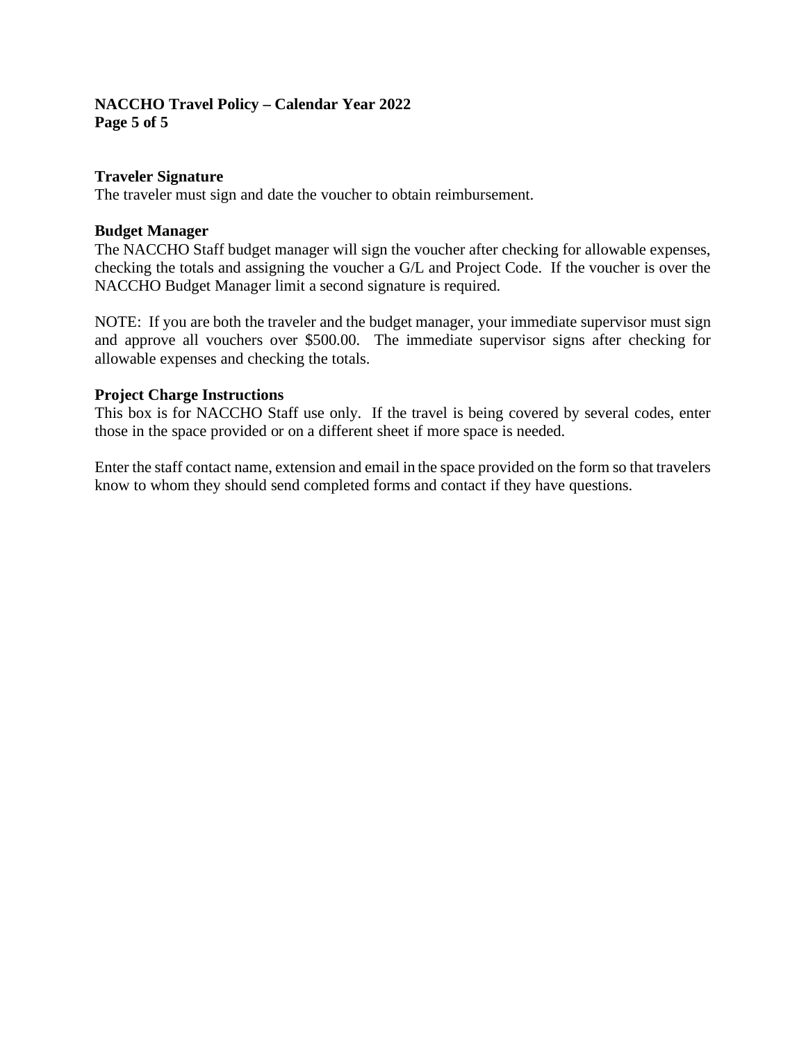**Traveler Signature**
The traveler must sign and date the voucher to obtain reimbursement.

**Budget Manager**
The NACCHO Staff budget manager will sign the voucher after checking for allowable expenses, checking the totals and assigning the voucher a G/L and Project Code. If the voucher is over the NACCHO Budget Manager limit a second signature is required.

NOTE: If you are both the traveler and the budget manager, your immediate supervisor must sign and approve all vouchers over $500.00. The immediate supervisor signs after checking for allowable expenses and checking the totals.

**Project Charge Instructions**
This box is for NACCHO Staff use only. If the travel is being covered by several codes, enter those in the space provided or on a different sheet if more space is needed.

Enter the staff contact name, extension and email in the space provided on the form so that travelers know to whom they should send completed forms and contact if they have questions.